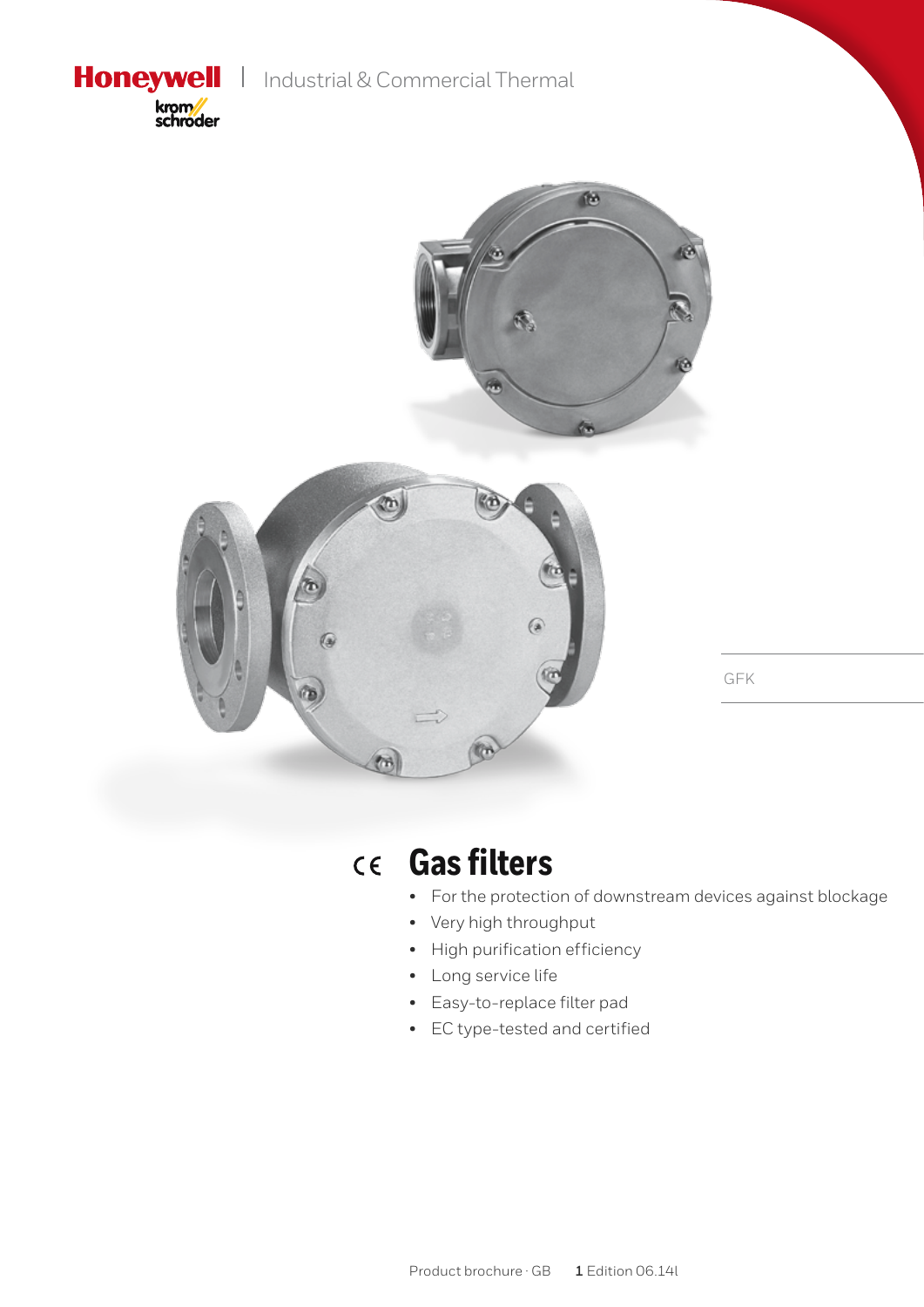Honeywell | Industrial & Commercial Thermal

krom schroder

GFK

# Gas filters

- For the protection of downstream devices against blockage
- Very high throughput
- High purification efficiency
- Long service life
- Easy-to-replace filter pad
- EC type-tested and certified

Product brochure · GB Edition 06.14l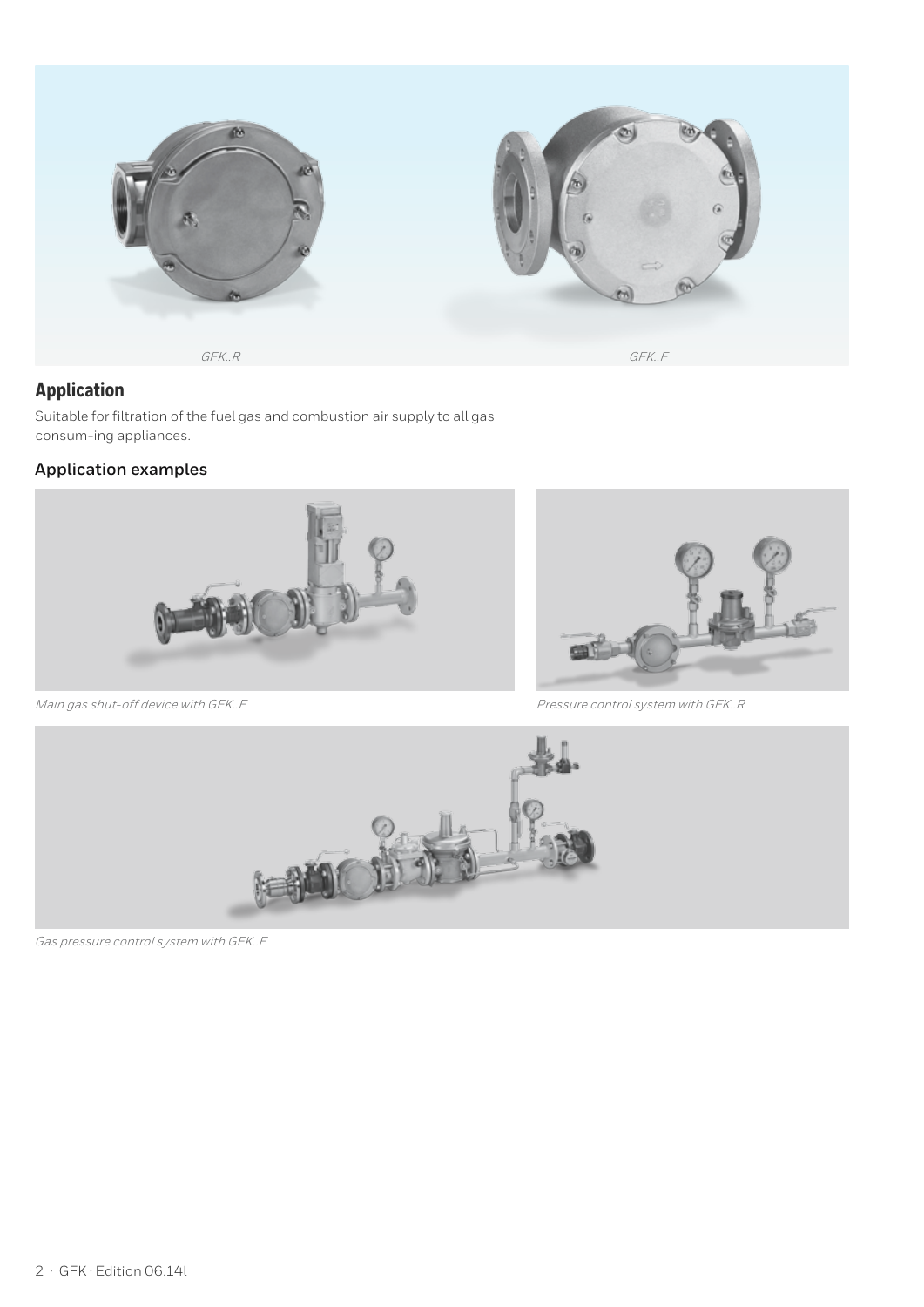GFK..R

GFK..F

## Application

Suitable for filtration of the fuel gas and combustion air supply to all gas consum-ing appliances.

### Application examples

*Main gas shut-off device with GFK..F*

*Pressure control system with GFK..R*

*Gas pressure control system with GFK..F*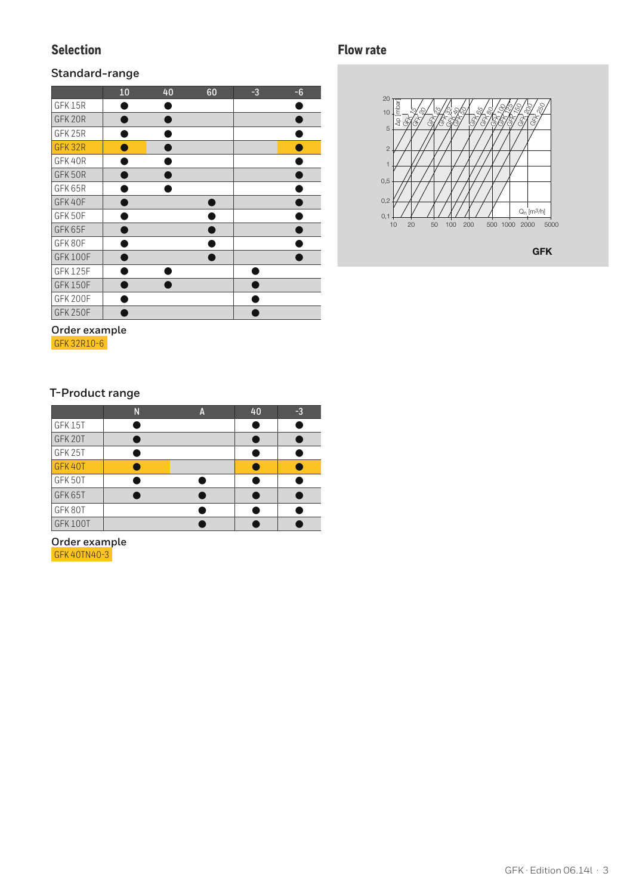## Selection

### Standard-range

| | 10 | 40 | 60 | -3 | -6 |
|---|---|---|---|---|---|
| GFK 15R | ● | ● | | | ● |
| GFK 20R | ● | ● | | | ● |
| GFK 25R | ● | ● | | | ● |
| GFK 32R | ● | ● | | | ● |
| GFK 40R | ● | ● | | | ● |
| GFK 50R | ● | ● | | | ● |
| GFK 65R | ● | ● | | | ● |
| GFK 40F | ● | | ● | | ● |
| GFK 50F | ● | | ● | | ● |
| GFK 65F | ● | | ● | | ● |
| GFK 80F | ● | | ● | | ● |
| GFK 100F | ● | | ● | | ● |
| GFK 125F | ● | ● | | ● | |
| GFK 150F | ● | ● | | ● | |
| GFK 200F | ● | | | ● | |
| GFK 250F | ● | | | ● | |

Order example

GFK 32R10-6

### T-Product range

| | N | A | 40 | -3 |
|---|---|---|---|---|
| GFK 15T | ● | | ● | ● |
| GFK 20T | ● | | ● | ● |
| GFK 25T | ● | | ● | ● |
| GFK 40T | ● | | ● | ● |
| GFK 50T | ● | ● | ● | ● |
| GFK 65T | ● | ● | ● | ● |
| GFK 80T | | ● | ● | ● |
| GFK 100T | | ● | ● | ● |

Order example

GFK 40TN40-3

## Flow rate

Δp [mbar]: 0,1 – 0,2 – 0,5 – 1 – 2 – 5 – 10 – 20

$Q_n$ [m³/h]: 10 – 20 – 50 – 100 – 200 – 500 – 1000 – 2000 – 5000

GFK 15, GFK 20, GFK 25, GFK 32, GFK 40, GFK 50, GFK 65, GFK 80, GFK 100, GFK 125, GFK 150, GFK 200, GFK 250

GFK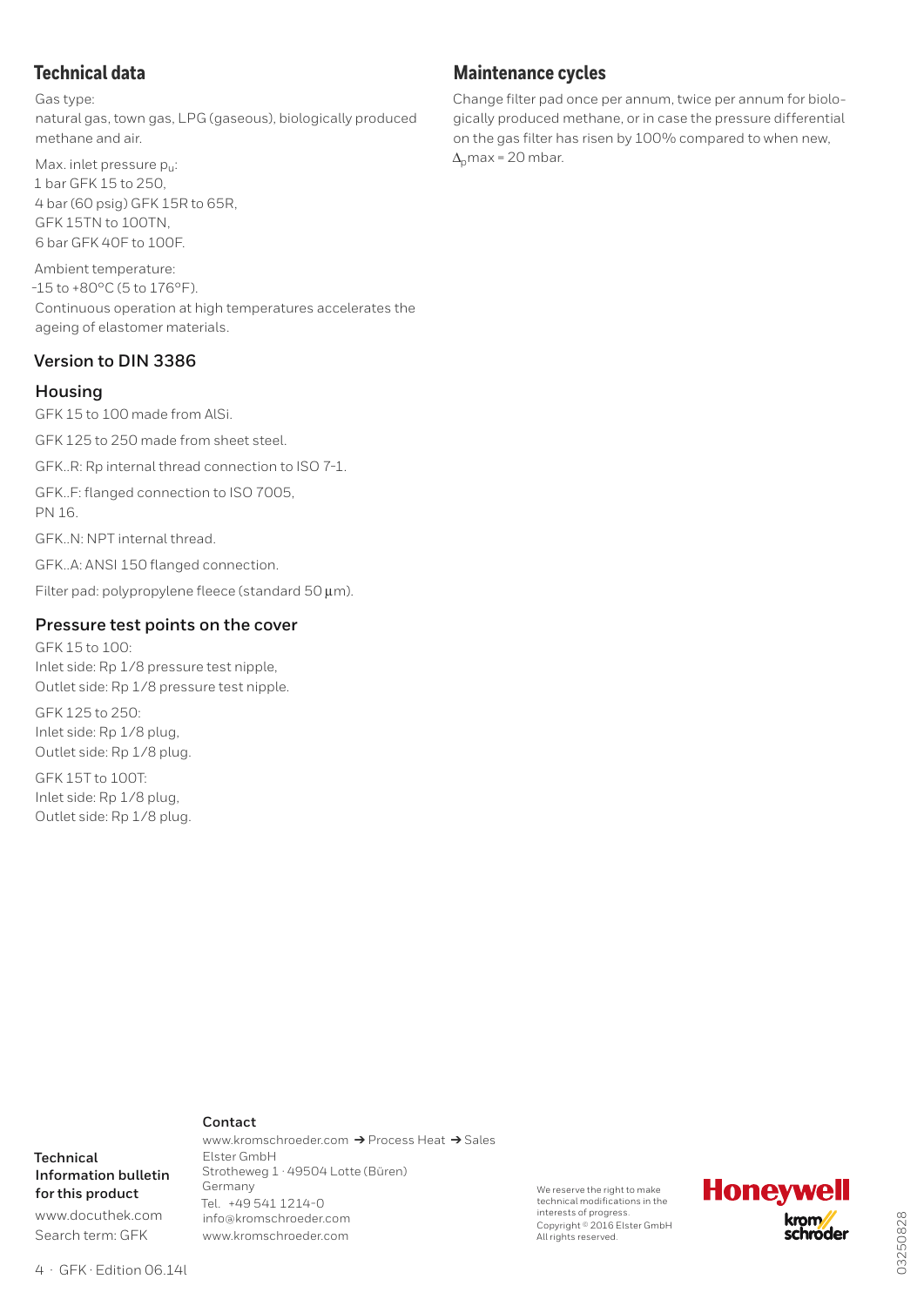## Technical data

Gas type:
natural gas, town gas, LPG (gaseous), biologically produced methane and air.

Max. inlet pressure $p_u$:
1 bar GFK 15 to 250,
4 bar (60 psig) GFK 15R to 65R,
GFK 15TN to 100TN,
6 bar GFK 40F to 100F.

Ambient temperature:
-15 to +80°C (5 to 176°F).
Continuous operation at high temperatures accelerates the ageing of elastomer materials.

### Version to DIN 3386

### Housing

GFK 15 to 100 made from AlSi.

GFK 125 to 250 made from sheet steel.

GFK..R: Rp internal thread connection to ISO 7-1.

GFK..F: flanged connection to ISO 7005, PN 16.

GFK..N: NPT internal thread.

GFK..A: ANSI 150 flanged connection.

Filter pad: polypropylene fleece (standard 50 μm).

### Pressure test points on the cover

GFK 15 to 100:
Inlet side: Rp 1/8 pressure test nipple,
Outlet side: Rp 1/8 pressure test nipple.

GFK 125 to 250:
Inlet side: Rp 1/8 plug,
Outlet side: Rp 1/8 plug.

GFK 15T to 100T:
Inlet side: Rp 1/8 plug,
Outlet side: Rp 1/8 plug.

## Maintenance cycles

Change filter pad once per annum, twice per annum for biologically produced methane, or in case the pressure differential on the gas filter has risen by 100% compared to when new, $\Delta_p$max = 20 mbar.

**Technical Information bulletin for this product**
www.docuthek.com
Search term: GFK

**Contact**
www.kromschroeder.com → Process Heat → Sales
Elster GmbH
Strotheweg 1 · 49504 Lotte (Büren)
Germany
Tel. +49 541 1214-0
info@kromschroeder.com
www.kromschroeder.com

We reserve the right to make technical modifications in the interests of progress.
Copyright © 2016 Elster GmbH
All rights reserved.

Honeywell krom//schroder

03250828